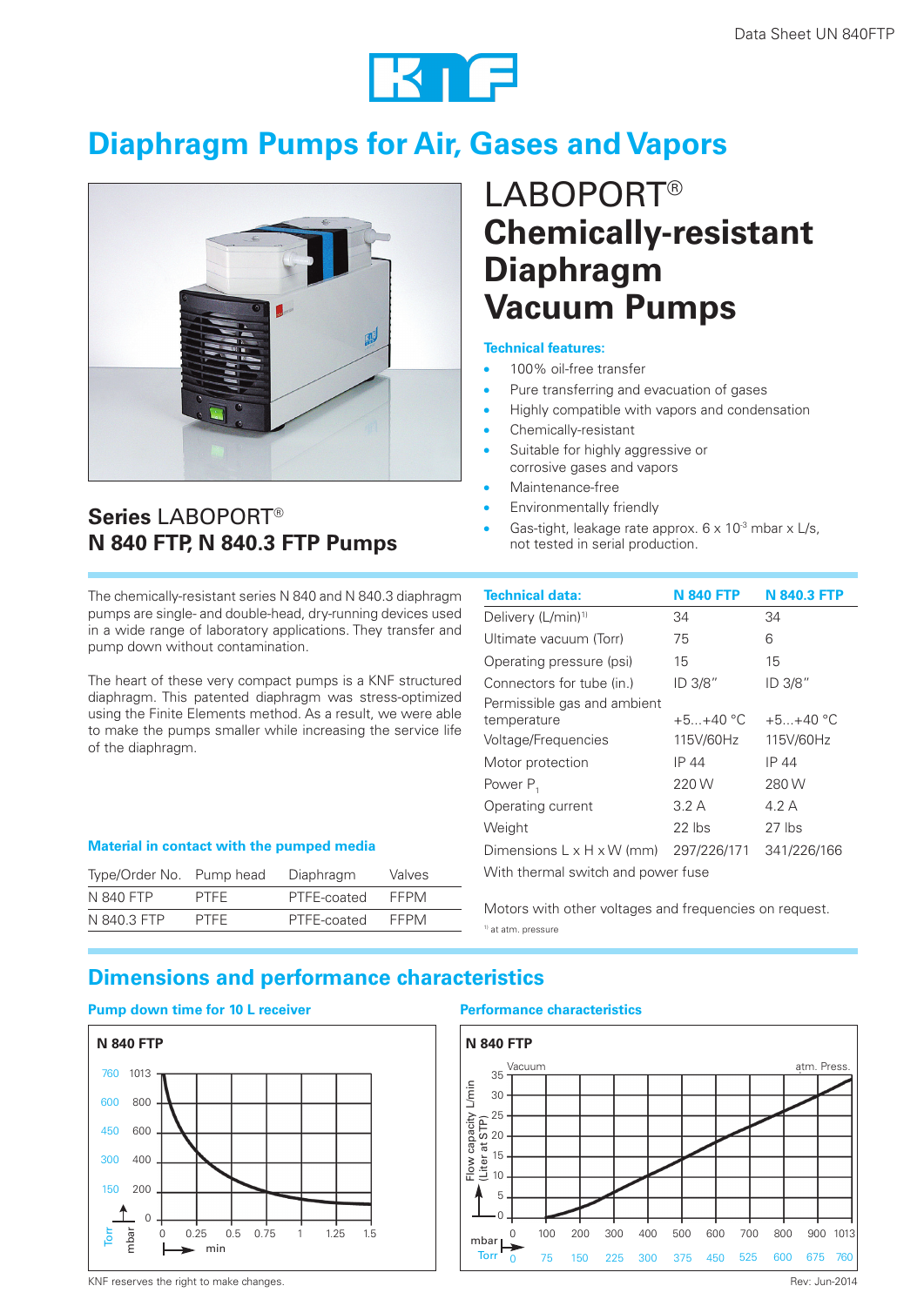# Diaphragm Pumps for Air, Gases and Vapors

## LABOPORT® Chemically-resistant Diaphragm Vacuum Pumps

### Series LABOPORT® N 840 FTP, N 840.3 FTP Pumps

**Technical features:**

- 100% oil-free transfer
- Pure transferring and evacuation of gases
- Highly compatible with vapors and condensation
- Chemically-resistant
- Suitable for highly aggressive or corrosive gases and vapors
- Maintenance-free
- Environmentally friendly
- Gas-tight, leakage rate approx. $6 \times 10^{-3}$ mbar x L/s, not tested in serial production.

The chemically-resistant series N 840 and N 840.3 diaphragm pumps are single- and double-head, dry-running devices used in a wide range of laboratory applications. They transfer and pump down without contamination.

The heart of these very compact pumps is a KNF structured diaphragm. This patented diaphragm was stress-optimized using the Finite Elements method. As a result, we were able to make the pumps smaller while increasing the service life of the diaphragm.

**Material in contact with the pumped media**

| Type/Order No. | Pump head | Diaphragm | Valves |
|---|---|---|---|
| N 840 FTP | PTFE | PTFE-coated | FFPM |
| N 840.3 FTP | PTFE | PTFE-coated | FFPM |

| Technical data: | N 840 FTP | N 840.3 FTP |
|---|---|---|
| Delivery (L/min)[1] | 34 | 34 |
| Ultimate vacuum (Torr) | 75 | 6 |
| Operating pressure (psi) | 15 | 15 |
| Connectors for tube (in.) | ID 3/8″ | ID 3/8″ |
| Permissible gas and ambient temperature | +5...+40 °C | +5...+40 °C |
| Voltage/Frequencies | 115V/60Hz | 115V/60Hz |
| Motor protection | IP 44 | IP 44 |
| Power $P_1$ | 220 W | 280 W |
| Operating current | 3.2 A | 4.2 A |
| Weight | 22 lbs | 27 lbs |
| Dimensions L x H x W (mm) | 297/226/171 | 341/226/166 |

With thermal switch and power fuse

Motors with other voltages and frequencies on request.

[1] at atm. pressure

## Dimensions and performance characteristics

**Pump down time for 10 L receiver**

N 840 FTP

(Chart: pressure in Torr 0–760 / mbar 0–1013 vs. time 0–1.5 min)

**Performance characteristics**

N 840 FTP

(Chart: Flow capacity L/min (Liter at STP) 0–35 vs. pressure from Vacuum to atm. Press., mbar 0–1013 / Torr 0–760)

KNF reserves the right to make changes.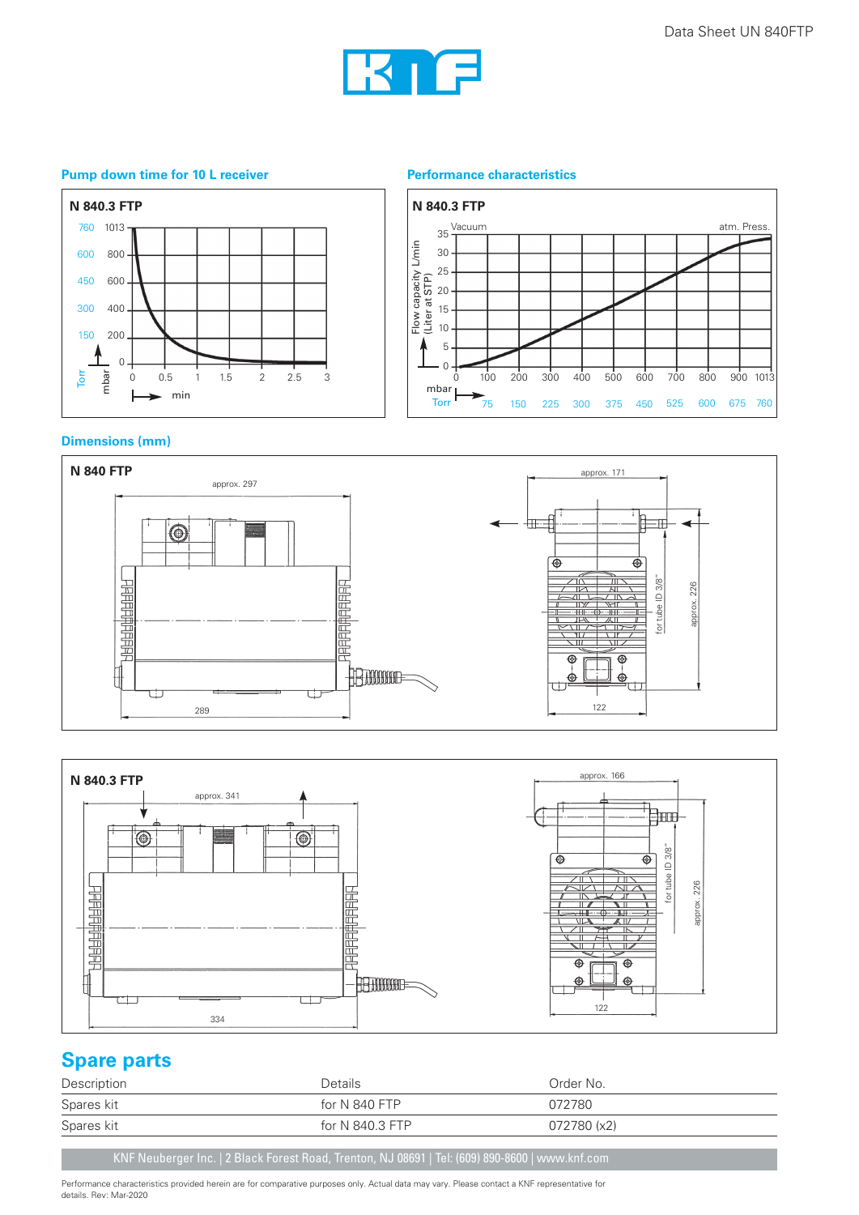## Pump down time for 10 L receiver

N 840.3 FTP

Torr: 760, 600, 450, 300, 150

mbar: 1013, 800, 600, 400, 200, 0

min: 0, 0.5, 1, 1.5, 2, 2.5, 3

## Performance characteristics

N 840.3 FTP

Vacuum

atm. Press.

Flow capacity L/min (Liter at STP)

35, 30, 25, 20, 15, 10, 5, 0

mbar: 0, 100, 200, 300, 400, 500, 600, 700, 800, 900, 1013

Torr: 75, 150, 225, 300, 375, 450, 525, 600, 675, 760

## Dimensions (mm)

N 840 FTP

approx. 297

289

approx. 171

for tube ID 3/8"

approx. 226

122

N 840.3 FTP

approx. 341

334

approx. 166

for tube ID 3/8"

approx. 226

122

# Spare parts

| Description | Details | Order No. |
|---|---|---|
| Spares kit | for N 840 FTP | 072780 |
| Spares kit | for N 840.3 FTP | 072780 (x2) |

KNF Neuberger Inc. | 2 Black Forest Road, Trenton, NJ 08691 | Tel: (609) 890-8600 | www.knf.com

Performance characteristics provided herein are for comparative purposes only. Actual data may vary. Please contact a KNF representative for details. Rev: Mar-2020